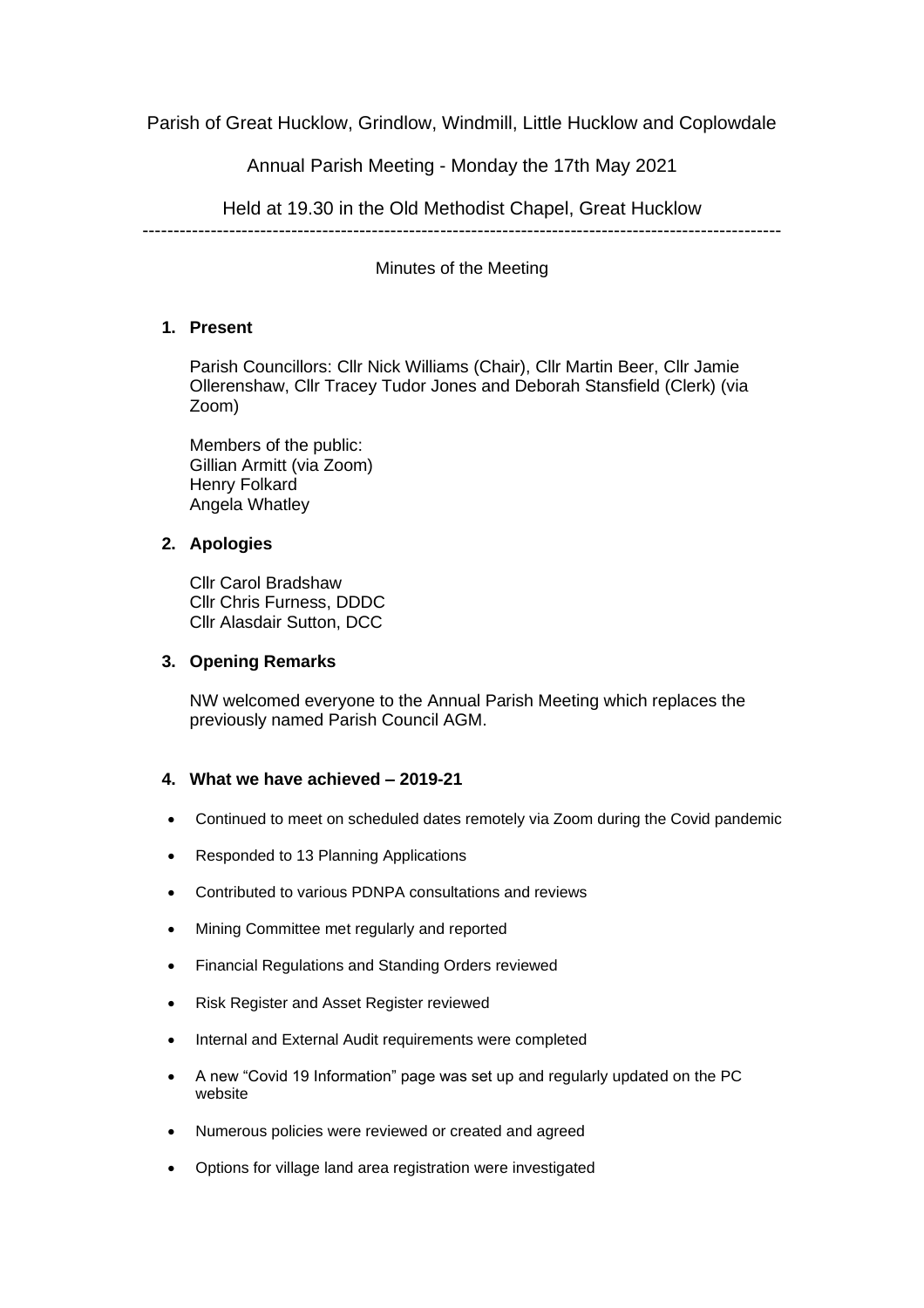Parish of Great Hucklow, Grindlow, Windmill, Little Hucklow and Coplowdale

Annual Parish Meeting - Monday the 17th May 2021

Held at 19.30 in the Old Methodist Chapel, Great Hucklow

---

Minutes of the Meeting

1. **Present**

   Parish Councillors: Cllr Nick Williams (Chair), Cllr Martin Beer, Cllr Jamie Ollerenshaw, Cllr Tracey Tudor Jones and Deborah Stansfield (Clerk) (via Zoom)

   Members of the public:
   Gillian Armitt (via Zoom)
   Henry Folkard
   Angela Whatley

2. **Apologies**

   Cllr Carol Bradshaw
   Cllr Chris Furness, DDDC
   Cllr Alasdair Sutton, DCC

3. **Opening Remarks**

   NW welcomed everyone to the Annual Parish Meeting which replaces the previously named Parish Council AGM.

4. **What we have achieved – 2019-21**

- Continued to meet on scheduled dates remotely via Zoom during the Covid pandemic
- Responded to 13 Planning Applications
- Contributed to various PDNPA consultations and reviews
- Mining Committee met regularly and reported
- Financial Regulations and Standing Orders reviewed
- Risk Register and Asset Register reviewed
- Internal and External Audit requirements were completed
- A new "Covid 19 Information" page was set up and regularly updated on the PC website
- Numerous policies were reviewed or created and agreed
- Options for village land area registration were investigated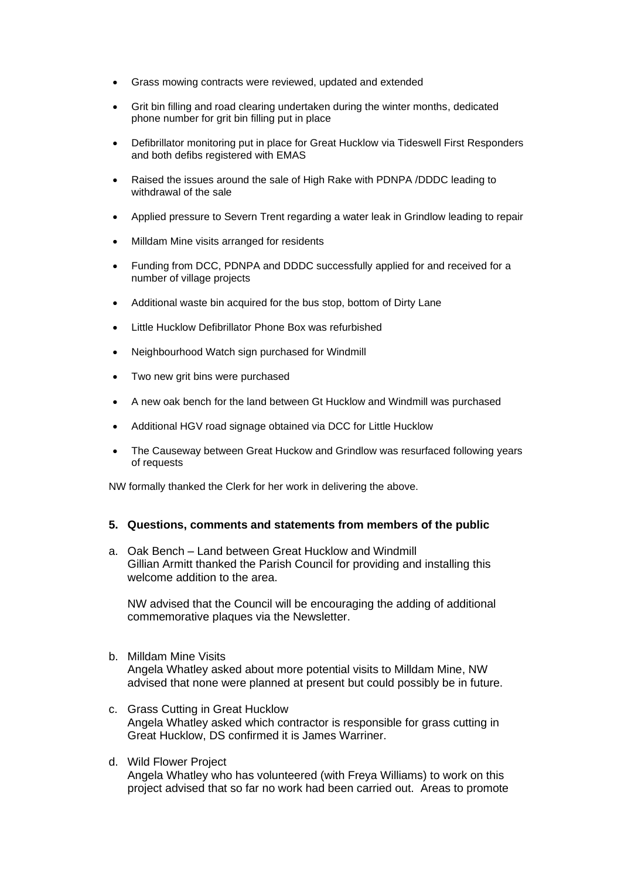- Grass mowing contracts were reviewed, updated and extended
- Grit bin filling and road clearing undertaken during the winter months, dedicated phone number for grit bin filling put in place
- Defibrillator monitoring put in place for Great Hucklow via Tideswell First Responders and both defibs registered with EMAS
- Raised the issues around the sale of High Rake with PDNPA /DDDC leading to withdrawal of the sale
- Applied pressure to Severn Trent regarding a water leak in Grindlow leading to repair
- Milldam Mine visits arranged for residents
- Funding from DCC, PDNPA and DDDC successfully applied for and received for a number of village projects
- Additional waste bin acquired for the bus stop, bottom of Dirty Lane
- Little Hucklow Defibrillator Phone Box was refurbished
- Neighbourhood Watch sign purchased for Windmill
- Two new grit bins were purchased
- A new oak bench for the land between Gt Hucklow and Windmill was purchased
- Additional HGV road signage obtained via DCC for Little Hucklow
- The Causeway between Great Huckow and Grindlow was resurfaced following years of requests

NW formally thanked the Clerk for her work in delivering the above.

## 5. Questions, comments and statements from members of the public

a. Oak Bench – Land between Great Hucklow and Windmill
Gillian Armitt thanked the Parish Council for providing and installing this welcome addition to the area.

NW advised that the Council will be encouraging the adding of additional commemorative plaques via the Newsletter.

b. Milldam Mine Visits
Angela Whatley asked about more potential visits to Milldam Mine, NW advised that none were planned at present but could possibly be in future.

c. Grass Cutting in Great Hucklow
Angela Whatley asked which contractor is responsible for grass cutting in Great Hucklow, DS confirmed it is James Warriner.

d. Wild Flower Project
Angela Whatley who has volunteered (with Freya Williams) to work on this project advised that so far no work had been carried out. Areas to promote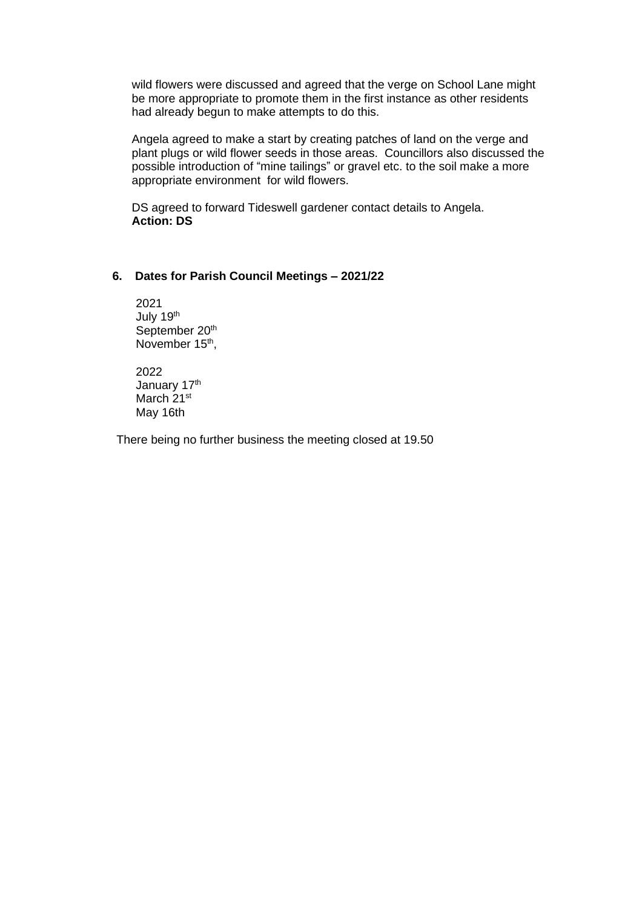wild flowers were discussed and agreed that the verge on School Lane might be more appropriate to promote them in the first instance as other residents had already begun to make attempts to do this.

Angela agreed to make a start by creating patches of land on the verge and plant plugs or wild flower seeds in those areas. Councillors also discussed the possible introduction of "mine tailings" or gravel etc. to the soil make a more appropriate environment for wild flowers.

DS agreed to forward Tideswell gardener contact details to Angela.
**Action: DS**

**6. Dates for Parish Council Meetings – 2021/22**

2021
July 19th
September 20th
November 15th,

2022
January 17th
March 21st
May 16th

There being no further business the meeting closed at 19.50